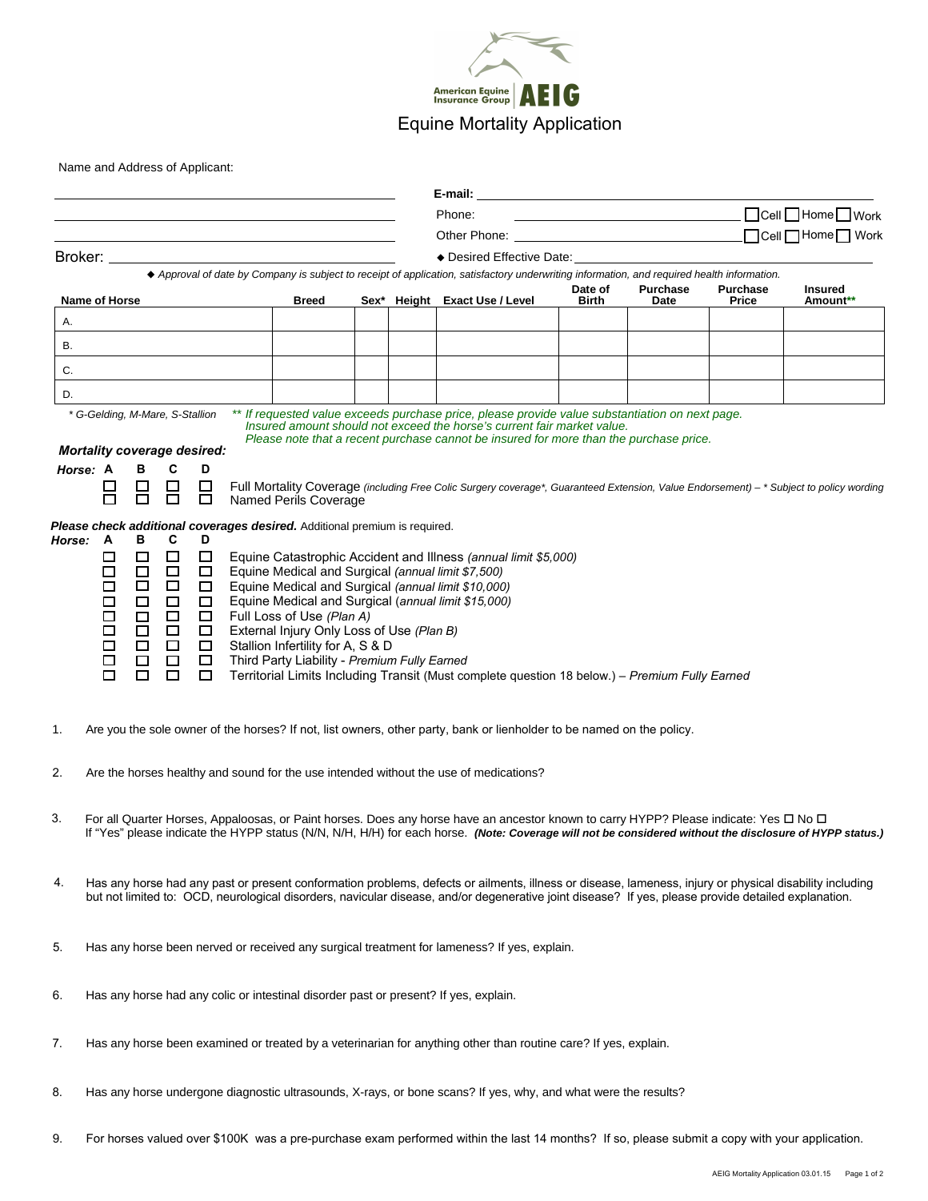American Equine Insurance Group | AEIG

# Equine Mortality Application

Name and Address of Applicant:

______________________________ **E-mail:** ______________________________

______________________________ Phone: ______________________________ ☐Cell ☐Home ☐Work

______________________________ Other Phone: ______________________________ ☐Cell ☐Home ☐ Work

Broker: ______________________________ ◆ Desired Effective Date: ______________________________

*◆ Approval of date by Company is subject to receipt of application, satisfactory underwriting information, and required health information.*

| Name of Horse | Breed | Sex* | Height | Exact Use / Level | Date of Birth | Purchase Date | Purchase Price | Insured Amount** |
|---|---|---|---|---|---|---|---|---|
| A. | | | | | | | | |
| B. | | | | | | | | |
| C. | | | | | | | | |
| D. | | | | | | | | |

*\* G-Gelding, M-Mare, S-Stallion*

*\*\* If requested value exceeds purchase price, please provide value substantiation on next page. Insured amount should not exceed the horse's current fair market value. Please note that a recent purchase cannot be insured for more than the purchase price.*

***Mortality coverage desired:***

| Horse: A | B | C | D | |
|---|---|---|---|---|
| ☐ | ☐ | ☐ | ☐ | Full Mortality Coverage *(including Free Colic Surgery coverage\*, Guaranteed Extension, Value Endorsement) – \* Subject to policy wording* |
| ☐ | ☐ | ☐ | ☐ | Named Perils Coverage |

***Please check additional coverages desired.*** Additional premium is required.

| Horse: A | B | C | D | |
|---|---|---|---|---|
| ☐ | ☐ | ☐ | ☐ | Equine Catastrophic Accident and Illness *(annual limit $5,000)* |
| ☐ | ☐ | ☐ | ☐ | Equine Medical and Surgical *(annual limit $7,500)* |
| ☐ | ☐ | ☐ | ☐ | Equine Medical and Surgical *(annual limit $10,000)* |
| ☐ | ☐ | ☐ | ☐ | Equine Medical and Surgical (*annual limit $15,000)* |
| ☐ | ☐ | ☐ | ☐ | Full Loss of Use *(Plan A)* |
| ☐ | ☐ | ☐ | ☐ | External Injury Only Loss of Use *(Plan B)* |
| ☐ | ☐ | ☐ | ☐ | Stallion Infertility for A, S & D |
| ☐ | ☐ | ☐ | ☐ | Third Party Liability - *Premium Fully Earned* |
| ☐ | ☐ | ☐ | ☐ | Territorial Limits Including Transit (Must complete question 18 below.) – *Premium Fully Earned* |

1. Are you the sole owner of the horses? If not, list owners, other party, bank or lienholder to be named on the policy.

2. Are the horses healthy and sound for the use intended without the use of medications?

3. For all Quarter Horses, Appaloosas, or Paint horses. Does any horse have an ancestor known to carry HYPP? Please indicate: Yes ☐ No ☐
   If "Yes" please indicate the HYPP status (N/N, N/H, H/H) for each horse. ***(Note: Coverage will not be considered without the disclosure of HYPP status.)***

4. Has any horse had any past or present conformation problems, defects or ailments, illness or disease, lameness, injury or physical disability including but not limited to: OCD, neurological disorders, navicular disease, and/or degenerative joint disease? If yes, please provide detailed explanation.

5. Has any horse been nerved or received any surgical treatment for lameness? If yes, explain.

6. Has any horse had any colic or intestinal disorder past or present? If yes, explain.

7. Has any horse been examined or treated by a veterinarian for anything other than routine care? If yes, explain.

8. Has any horse undergone diagnostic ultrasounds, X-rays, or bone scans? If yes, why, and what were the results?

9. For horses valued over $100K was a pre-purchase exam performed within the last 14 months? If so, please submit a copy with your application.

AEIG Mortality Application 03.01.15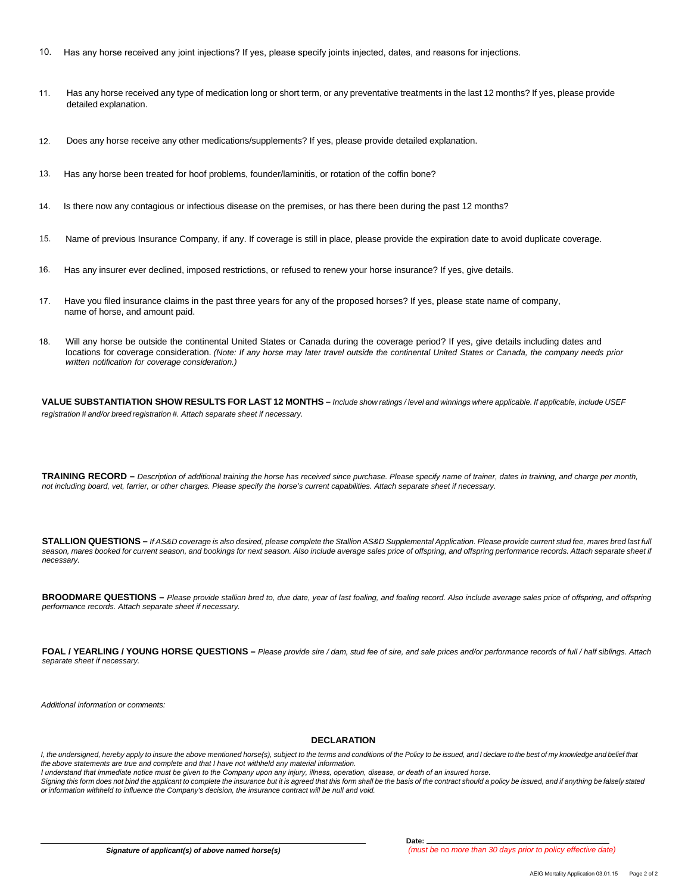10. Has any horse received any joint injections? If yes, please specify joints injected, dates, and reasons for injections.

11. Has any horse received any type of medication long or short term, or any preventative treatments in the last 12 months? If yes, please provide detailed explanation.

12. Does any horse receive any other medications/supplements? If yes, please provide detailed explanation.

13. Has any horse been treated for hoof problems, founder/laminitis, or rotation of the coffin bone?

14. Is there now any contagious or infectious disease on the premises, or has there been during the past 12 months?

15. Name of previous Insurance Company, if any. If coverage is still in place, please provide the expiration date to avoid duplicate coverage.

16. Has any insurer ever declined, imposed restrictions, or refused to renew your horse insurance? If yes, give details.

17. Have you filed insurance claims in the past three years for any of the proposed horses? If yes, please state name of company, name of horse, and amount paid.

18. Will any horse be outside the continental United States or Canada during the coverage period? If yes, give details including dates and locations for coverage consideration. *(Note: If any horse may later travel outside the continental United States or Canada, the company needs prior written notification for coverage consideration.)*

**VALUE SUBSTANTIATION SHOW RESULTS FOR LAST 12 MONTHS –** *Include show ratings / level and winnings where applicable. If applicable, include USEF registration # and/or breed registration #. Attach separate sheet if necessary.*

**TRAINING RECORD –** *Description of additional training the horse has received since purchase. Please specify name of trainer, dates in training, and charge per month, not including board, vet, farrier, or other charges. Please specify the horse's current capabilities. Attach separate sheet if necessary.*

**STALLION QUESTIONS –** *If AS&D coverage is also desired, please complete the Stallion AS&D Supplemental Application. Please provide current stud fee, mares bred last full season, mares booked for current season, and bookings for next season. Also include average sales price of offspring, and offspring performance records. Attach separate sheet if necessary.*

**BROODMARE QUESTIONS –** *Please provide stallion bred to, due date, year of last foaling, and foaling record. Also include average sales price of offspring, and offspring performance records. Attach separate sheet if necessary.*

**FOAL / YEARLING / YOUNG HORSE QUESTIONS –** *Please provide sire / dam, stud fee of sire, and sale prices and/or performance records of full / half siblings. Attach separate sheet if necessary.*

*Additional information or comments:*

## DECLARATION

*I, the undersigned, hereby apply to insure the above mentioned horse(s), subject to the terms and conditions of the Policy to be issued, and I declare to the best of my knowledge and belief that the above statements are true and complete and that I have not withheld any material information.*

*I understand that immediate notice must be given to the Company upon any injury, illness, operation, disease, or death of an insured horse.*

*Signing this form does not bind the applicant to complete the insurance but it is agreed that this form shall be the basis of the contract should a policy be issued, and if anything be falsely stated or information withheld to influence the Company's decision, the insurance contract will be null and void.*

___________________________________________
***Signature of applicant(s) of above named horse(s)***

**Date:** ___________________________
*(must be no more than 30 days prior to policy effective date)*

AEIG Mortality Application 03.01.15